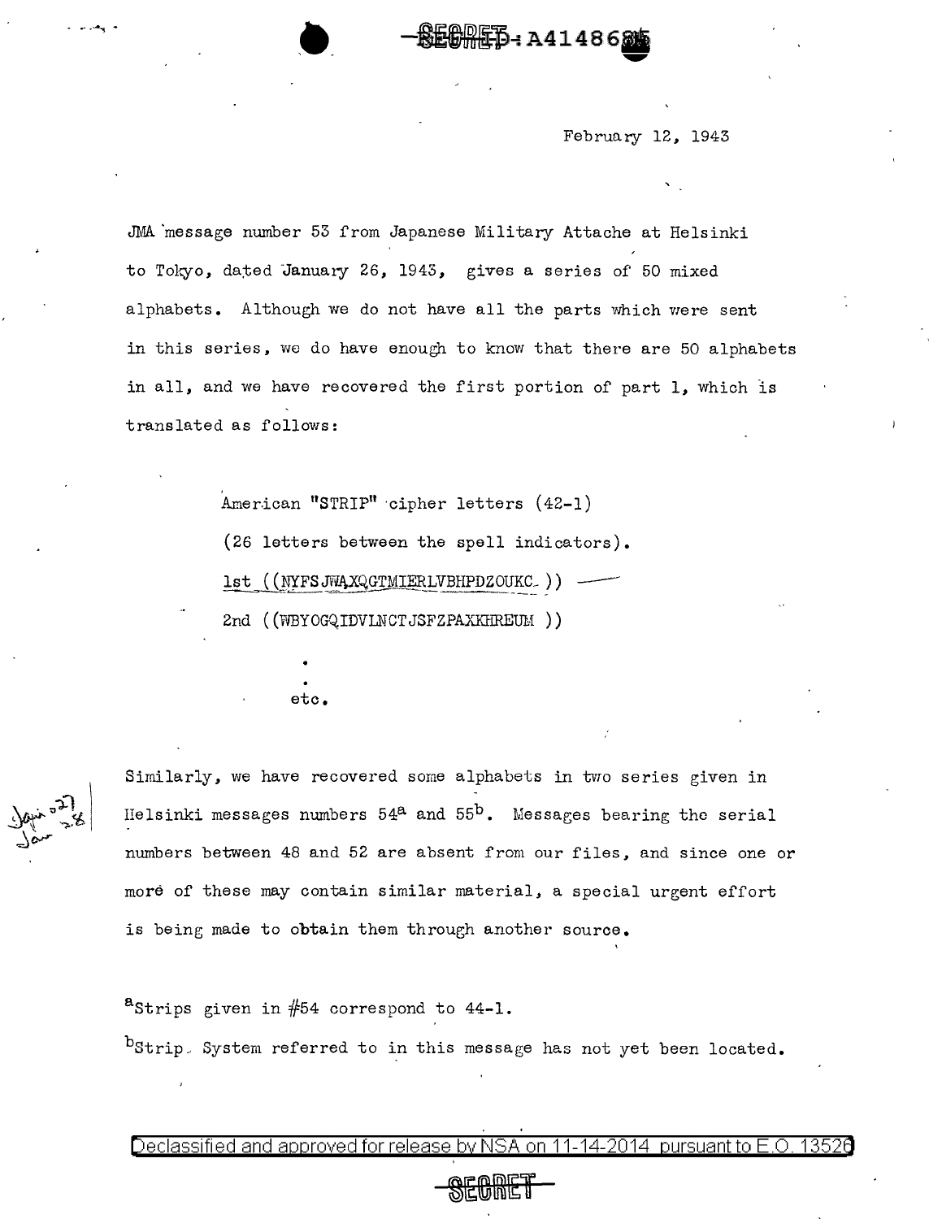SECRET: A414865

February 12, 1943

JMA message number 53 from Japanese Military Attache at Helsinki to Tokyo, dated January 26, 1943, gives a series of 50 mixed alphabets. Although we do not have all the parts which were sent in this series, we do have enough to know that there are 50 alphabets in all, and we have recovered the first portion of part 1, which is translated as follows:

> American "STRIP" cipher letters (42-1)
>
> (26 letters between the spell indicators).
>
> 1st ((NYFSJWAXQGTMIERLVBHPDZOUKC ))
>
> 2nd ((WBYOGQIDVLNCTJSFZPAXKHREUM ))
>
> .
>
> .
>
> etc.

Similarly, we have recovered some alphabets in two series given in Helsinki messages numbers 54[a] and 55[b]. Messages bearing the serial numbers between 48 and 52 are absent from our files, and since one or more of these may contain similar material, a special urgent effort is being made to obtain them through another source.

Jan 27
Jan 28

[a]Strips given in #54 correspond to 44-1.

[b]Strip System referred to in this message has not yet been located.

SECRET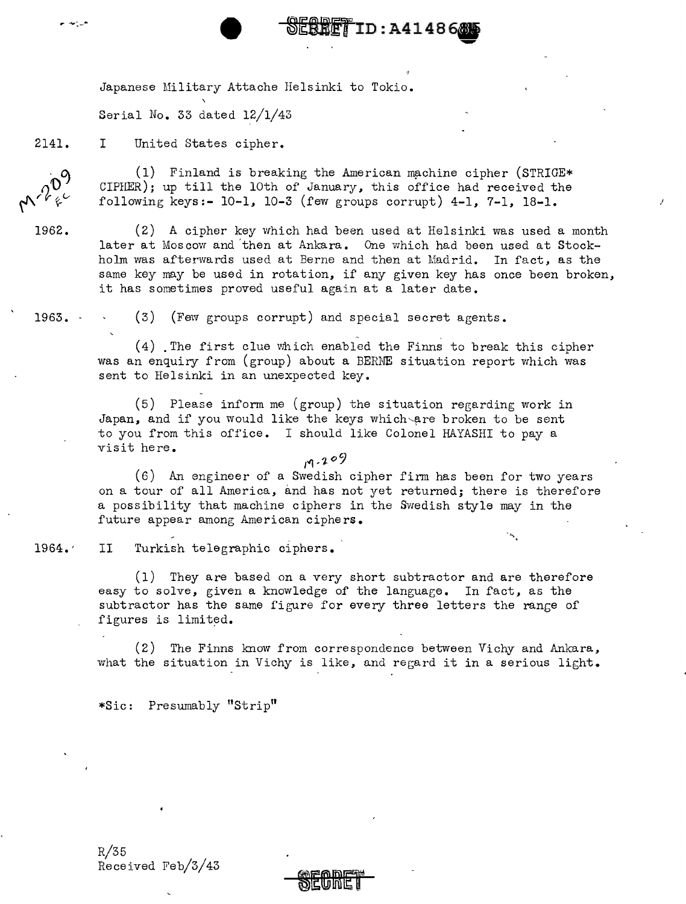Japanese Military Attache Helsinki to Tokio.

Serial No. 33 dated 12/1/43

2141. I United States cipher.

M-209

(1) Finland is breaking the American machine cipher (STRIGE* CIPHER); up till the 10th of January, this office had received the following keys:- 10-1, 10-3 (few groups corrupt) 4-1, 7-1, 18-1.

1962. (2) A cipher key which had been used at Helsinki was used a month later at Moscow and then at Ankara. One which had been used at Stockholm was afterwards used at Berne and then at Madrid. In fact, as the same key may be used in rotation, if any given key has once been broken, it has sometimes proved useful again at a later date.

1963. (3) (Few groups corrupt) and special secret agents.

(4) The first clue which enabled the Finns to break this cipher was an enquiry from (group) about a BERNE situation report which was sent to Helsinki in an unexpected key.

(5) Please inform me (group) the situation regarding work in Japan, and if you would like the keys which are broken to be sent to you from this office. I should like Colonel HAYASHI to pay a visit here.

M-209

(6) An engineer of a Swedish cipher firm has been for two years on a tour of all America, and has not yet returned; there is therefore a possibility that machine ciphers in the Swedish style may in the future appear among American ciphers.

1964. II Turkish telegraphic ciphers.

(1) They are based on a very short subtractor and are therefore easy to solve, given a knowledge of the language. In fact, as the subtractor has the same figure for every three letters the range of figures is limited.

(2) The Finns know from correspondence between Vichy and Ankara, what the situation in Vichy is like, and regard it in a serious light.

*Sic: Presumably "Strip"

R/35
Received Feb/3/43